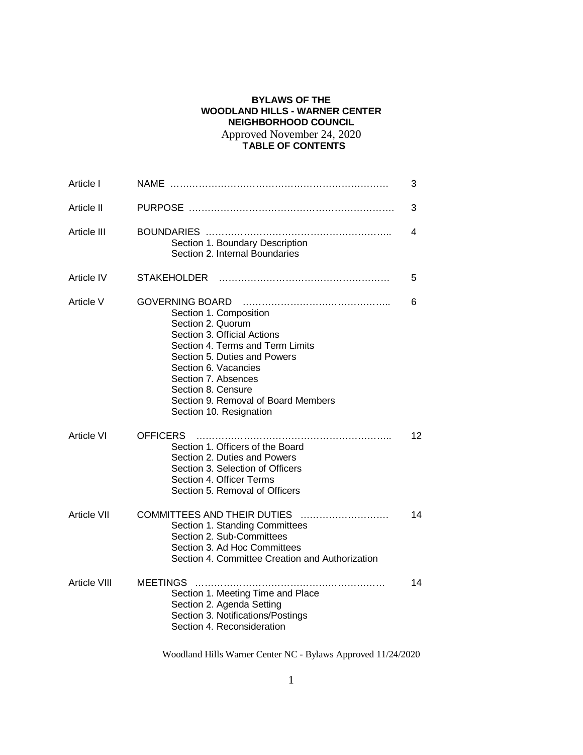**BYLAWS OF THE**
**WOODLAND HILLS - WARNER CENTER**
**NEIGHBORHOOD COUNCIL**

Approved November 24, 2020

**TABLE OF CONTENTS**

| | | |
|---|---|---|
| Article I | NAME | 3 |
| Article II | PURPOSE | 3 |
| Article III | BOUNDARIES<br>Section 1. Boundary Description<br>Section 2. Internal Boundaries | 4 |
| Article IV | STAKEHOLDER | 5 |
| Article V | GOVERNING BOARD<br>Section 1. Composition<br>Section 2. Quorum<br>Section 3. Official Actions<br>Section 4. Terms and Term Limits<br>Section 5. Duties and Powers<br>Section 6. Vacancies<br>Section 7. Absences<br>Section 8. Censure<br>Section 9. Removal of Board Members<br>Section 10. Resignation | 6 |
| Article VI | OFFICERS<br>Section 1. Officers of the Board<br>Section 2. Duties and Powers<br>Section 3. Selection of Officers<br>Section 4. Officer Terms<br>Section 5. Removal of Officers | 12 |
| Article VII | COMMITTEES AND THEIR DUTIES<br>Section 1. Standing Committees<br>Section 2. Sub-Committees<br>Section 3. Ad Hoc Committees<br>Section 4. Committee Creation and Authorization | 14 |
| Article VIII | MEETINGS<br>Section 1. Meeting Time and Place<br>Section 2. Agenda Setting<br>Section 3. Notifications/Postings<br>Section 4. Reconsideration | 14 |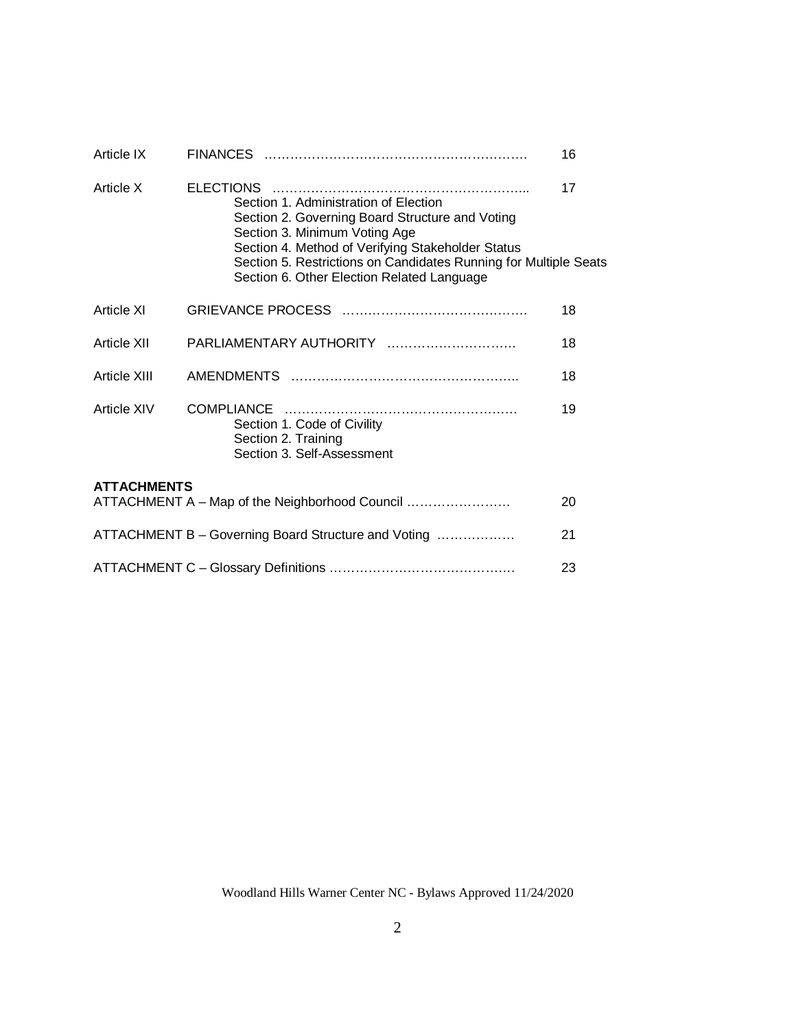| | | |
|---|---|---|
| Article IX | FINANCES ……………………………………………………. | 16 |
| Article X | ELECTIONS ………………………………………………….. | 17 |
| | Section 1. Administration of Election<br>Section 2. Governing Board Structure and Voting<br>Section 3. Minimum Voting Age<br>Section 4. Method of Verifying Stakeholder Status<br>Section 5. Restrictions on Candidates Running for Multiple Seats<br>Section 6. Other Election Related Language | |
| Article XI | GRIEVANCE PROCESS ……………………………………. | 18 |
| Article XII | PARLIAMENTARY AUTHORITY ………………………… | 18 |
| Article XIII | AMENDMENTS …………………………………………….. | 18 |
| Article XIV | COMPLIANCE ……………………………………………. | 19 |
| | Section 1. Code of Civility<br>Section 2. Training<br>Section 3. Self-Assessment | |

**ATTACHMENTS**

| | |
|---|---|
| ATTACHMENT A – Map of the Neighborhood Council …………………… | 20 |
| ATTACHMENT B – Governing Board Structure and Voting ……………… | 21 |
| ATTACHMENT C – Glossary Definitions …………………………………… | 23 |

Woodland Hills Warner Center NC - Bylaws Approved 11/24/2020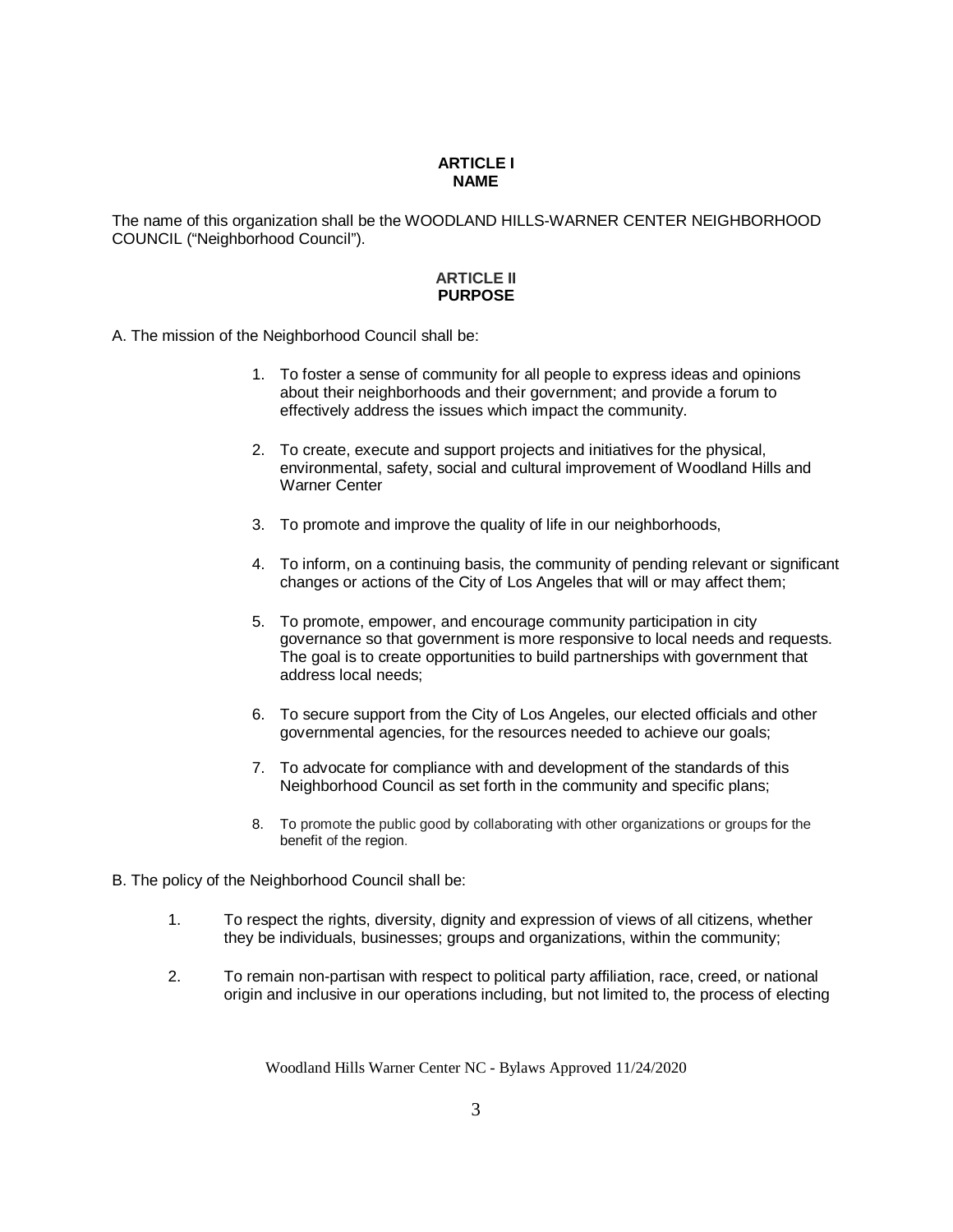## ARTICLE I
## NAME

The name of this organization shall be the WOODLAND HILLS-WARNER CENTER NEIGHBORHOOD COUNCIL ("Neighborhood Council").

## ARTICLE II
## PURPOSE

A. The mission of the Neighborhood Council shall be:

1. To foster a sense of community for all people to express ideas and opinions about their neighborhoods and their government; and provide a forum to effectively address the issues which impact the community.

2. To create, execute and support projects and initiatives for the physical, environmental, safety, social and cultural improvement of Woodland Hills and Warner Center

3. To promote and improve the quality of life in our neighborhoods,

4. To inform, on a continuing basis, the community of pending relevant or significant changes or actions of the City of Los Angeles that will or may affect them;

5. To promote, empower, and encourage community participation in city governance so that government is more responsive to local needs and requests. The goal is to create opportunities to build partnerships with government that address local needs;

6. To secure support from the City of Los Angeles, our elected officials and other governmental agencies, for the resources needed to achieve our goals;

7. To advocate for compliance with and development of the standards of this Neighborhood Council as set forth in the community and specific plans;

8. To promote the public good by collaborating with other organizations or groups for the benefit of the region.

B. The policy of the Neighborhood Council shall be:

1. To respect the rights, diversity, dignity and expression of views of all citizens, whether they be individuals, businesses; groups and organizations, within the community;

2. To remain non-partisan with respect to political party affiliation, race, creed, or national origin and inclusive in our operations including, but not limited to, the process of electing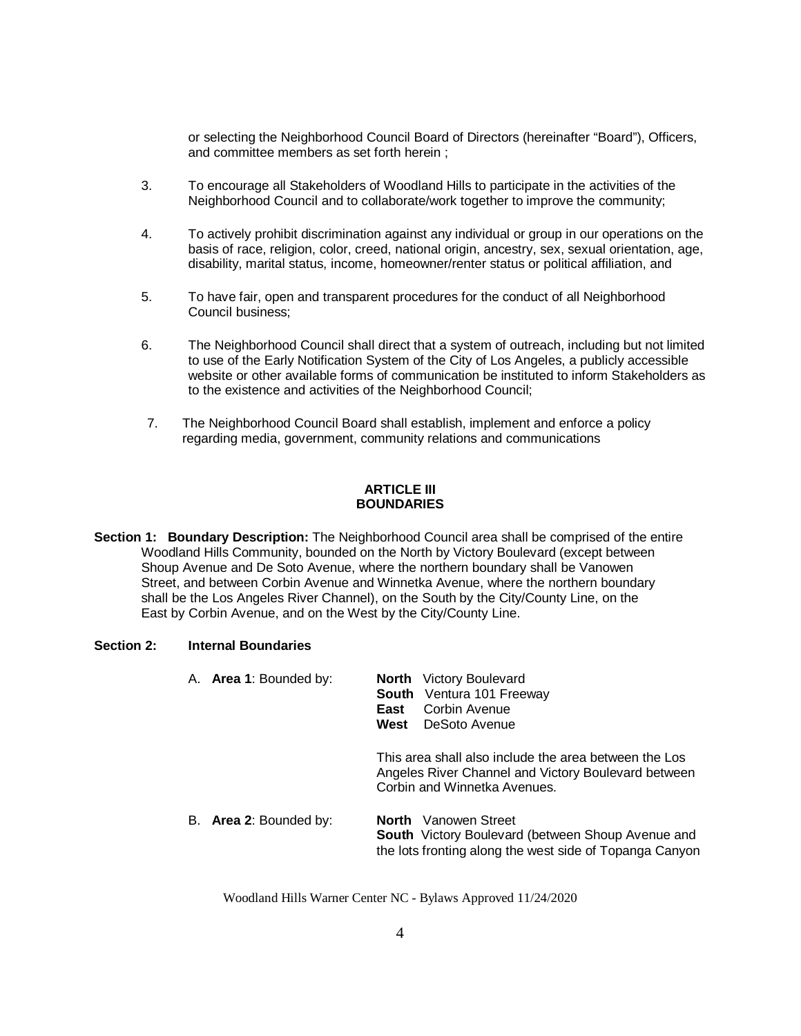or selecting the Neighborhood Council Board of Directors (hereinafter "Board"), Officers, and committee members as set forth herein ;

3. To encourage all Stakeholders of Woodland Hills to participate in the activities of the Neighborhood Council and to collaborate/work together to improve the community;

4. To actively prohibit discrimination against any individual or group in our operations on the basis of race, religion, color, creed, national origin, ancestry, sex, sexual orientation, age, disability, marital status, income, homeowner/renter status or political affiliation, and

5. To have fair, open and transparent procedures for the conduct of all Neighborhood Council business;

6. The Neighborhood Council shall direct that a system of outreach, including but not limited to use of the Early Notification System of the City of Los Angeles, a publicly accessible website or other available forms of communication be instituted to inform Stakeholders as to the existence and activities of the Neighborhood Council;

7. The Neighborhood Council Board shall establish, implement and enforce a policy regarding media, government, community relations and communications

## ARTICLE III
## BOUNDARIES

**Section 1: Boundary Description:** The Neighborhood Council area shall be comprised of the entire Woodland Hills Community, bounded on the North by Victory Boulevard (except between Shoup Avenue and De Soto Avenue, where the northern boundary shall be Vanowen Street, and between Corbin Avenue and Winnetka Avenue, where the northern boundary shall be the Los Angeles River Channel), on the South by the City/County Line, on the East by Corbin Avenue, and on the West by the City/County Line.

**Section 2: Internal Boundaries**

A. **Area 1**: Bounded by:

**North** Victory Boulevard
**South** Ventura 101 Freeway
**East** Corbin Avenue
**West** DeSoto Avenue

This area shall also include the area between the Los Angeles River Channel and Victory Boulevard between Corbin and Winnetka Avenues.

B. **Area 2**: Bounded by:

**North** Vanowen Street
**South** Victory Boulevard (between Shoup Avenue and the lots fronting along the west side of Topanga Canyon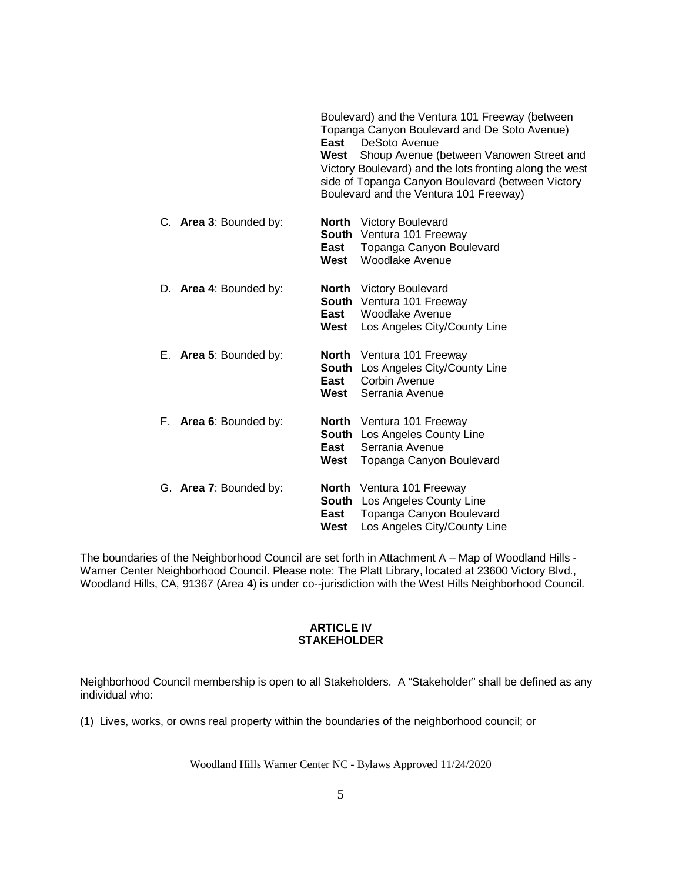Boulevard) and the Ventura 101 Freeway (between Topanga Canyon Boulevard and De Soto Avenue)
**East** DeSoto Avenue
**West** Shoup Avenue (between Vanowen Street and Victory Boulevard) and the lots fronting along the west side of Topanga Canyon Boulevard (between Victory Boulevard and the Ventura 101 Freeway)

C. **Area 3**: Bounded by:
**North** Victory Boulevard
**South** Ventura 101 Freeway
**East** Topanga Canyon Boulevard
**West** Woodlake Avenue

D. **Area 4**: Bounded by:
**North** Victory Boulevard
**South** Ventura 101 Freeway
**East** Woodlake Avenue
**West** Los Angeles City/County Line

E. **Area 5**: Bounded by:
**North** Ventura 101 Freeway
**South** Los Angeles City/County Line
**East** Corbin Avenue
**West** Serrania Avenue

F. **Area 6**: Bounded by:
**North** Ventura 101 Freeway
**South** Los Angeles County Line
**East** Serrania Avenue
**West** Topanga Canyon Boulevard

G. **Area 7**: Bounded by:
**North** Ventura 101 Freeway
**South** Los Angeles County Line
**East** Topanga Canyon Boulevard
**West** Los Angeles City/County Line

The boundaries of the Neighborhood Council are set forth in Attachment A – Map of Woodland Hills - Warner Center Neighborhood Council. Please note: The Platt Library, located at 23600 Victory Blvd., Woodland Hills, CA, 91367 (Area 4) is under co--jurisdiction with the West Hills Neighborhood Council.

## ARTICLE IV
## STAKEHOLDER

Neighborhood Council membership is open to all Stakeholders. A "Stakeholder" shall be defined as any individual who:

(1) Lives, works, or owns real property within the boundaries of the neighborhood council; or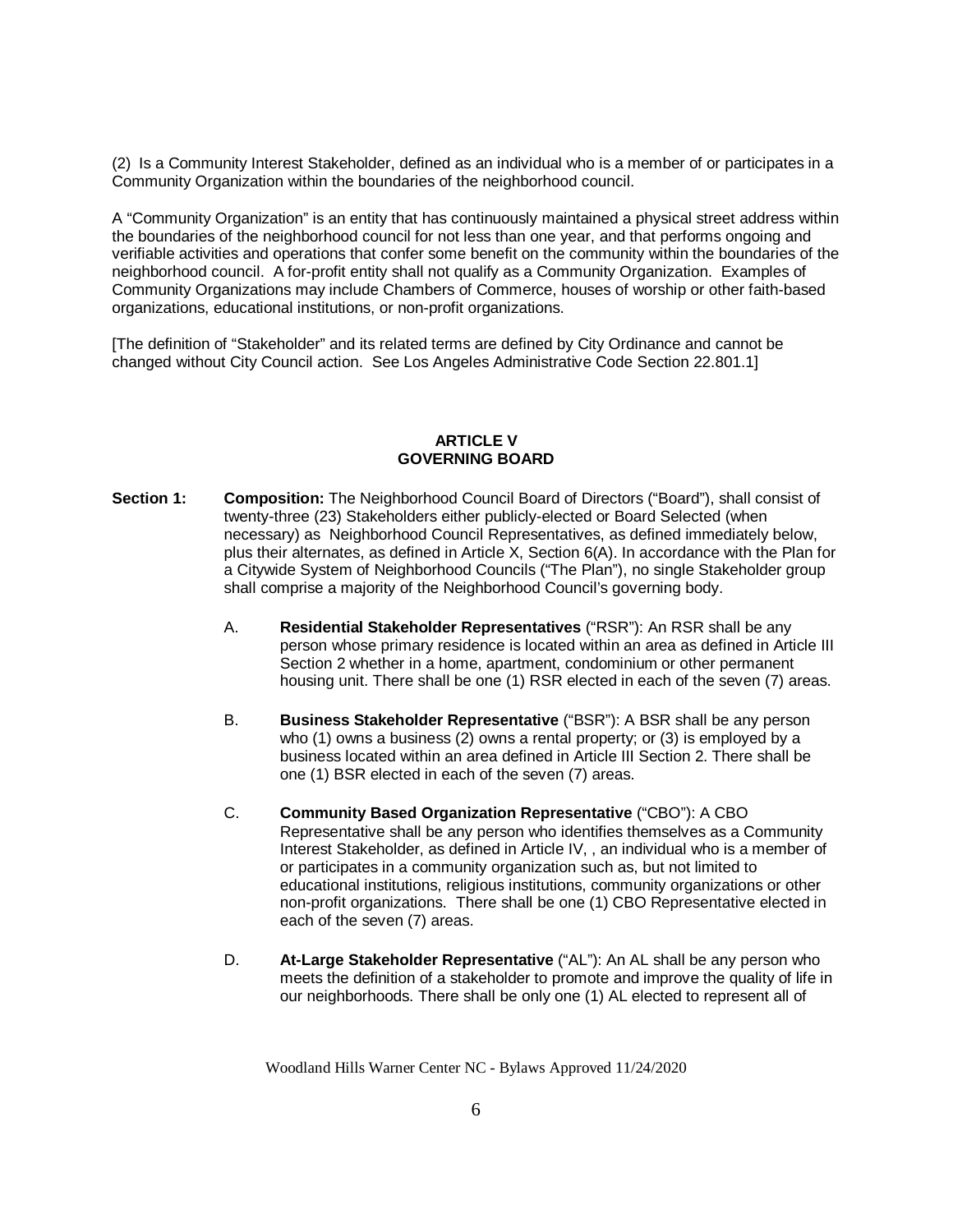(2) Is a Community Interest Stakeholder, defined as an individual who is a member of or participates in a Community Organization within the boundaries of the neighborhood council.

A "Community Organization" is an entity that has continuously maintained a physical street address within the boundaries of the neighborhood council for not less than one year, and that performs ongoing and verifiable activities and operations that confer some benefit on the community within the boundaries of the neighborhood council. A for-profit entity shall not qualify as a Community Organization. Examples of Community Organizations may include Chambers of Commerce, houses of worship or other faith-based organizations, educational institutions, or non-profit organizations.

[The definition of "Stakeholder" and its related terms are defined by City Ordinance and cannot be changed without City Council action. See Los Angeles Administrative Code Section 22.801.1]

## ARTICLE V
## GOVERNING BOARD

**Section 1:** **Composition:** The Neighborhood Council Board of Directors ("Board"), shall consist of twenty-three (23) Stakeholders either publicly-elected or Board Selected (when necessary) as Neighborhood Council Representatives, as defined immediately below, plus their alternates, as defined in Article X, Section 6(A). In accordance with the Plan for a Citywide System of Neighborhood Councils ("The Plan"), no single Stakeholder group shall comprise a majority of the Neighborhood Council's governing body.

A. **Residential Stakeholder Representatives** ("RSR"): An RSR shall be any person whose primary residence is located within an area as defined in Article III Section 2 whether in a home, apartment, condominium or other permanent housing unit. There shall be one (1) RSR elected in each of the seven (7) areas.

B. **Business Stakeholder Representative** ("BSR"): A BSR shall be any person who (1) owns a business (2) owns a rental property; or (3) is employed by a business located within an area defined in Article III Section 2. There shall be one (1) BSR elected in each of the seven (7) areas.

C. **Community Based Organization Representative** ("CBO"): A CBO Representative shall be any person who identifies themselves as a Community Interest Stakeholder, as defined in Article IV, , an individual who is a member of or participates in a community organization such as, but not limited to educational institutions, religious institutions, community organizations or other non-profit organizations. There shall be one (1) CBO Representative elected in each of the seven (7) areas.

D. **At-Large Stakeholder Representative** ("AL"): An AL shall be any person who meets the definition of a stakeholder to promote and improve the quality of life in our neighborhoods. There shall be only one (1) AL elected to represent all of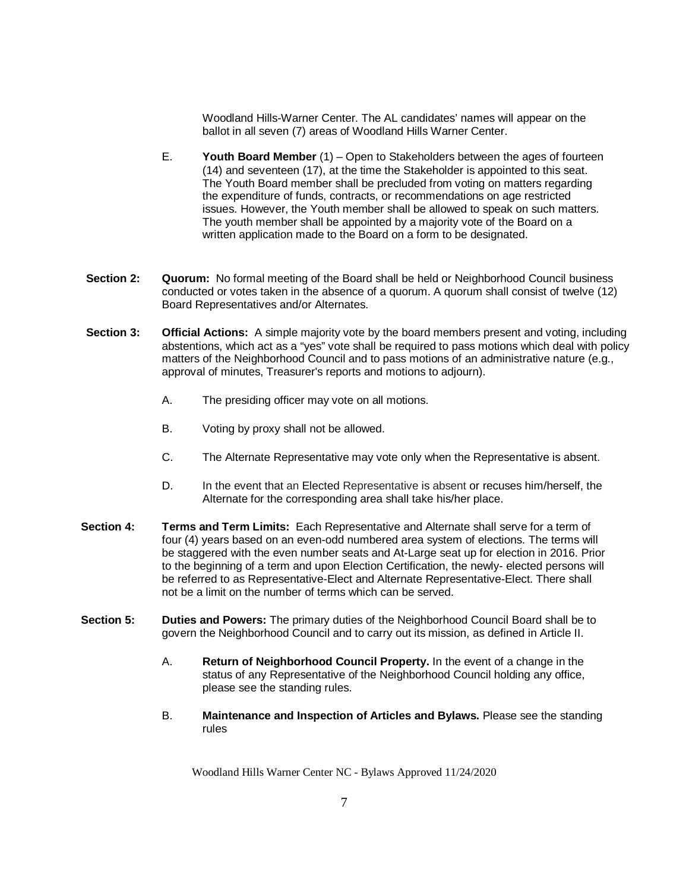Woodland Hills-Warner Center. The AL candidates' names will appear on the ballot in all seven (7) areas of Woodland Hills Warner Center.

E. **Youth Board Member** (1) – Open to Stakeholders between the ages of fourteen (14) and seventeen (17), at the time the Stakeholder is appointed to this seat. The Youth Board member shall be precluded from voting on matters regarding the expenditure of funds, contracts, or recommendations on age restricted issues. However, the Youth member shall be allowed to speak on such matters. The youth member shall be appointed by a majority vote of the Board on a written application made to the Board on a form to be designated.

**Section 2:** **Quorum:** No formal meeting of the Board shall be held or Neighborhood Council business conducted or votes taken in the absence of a quorum. A quorum shall consist of twelve (12) Board Representatives and/or Alternates.

**Section 3:** **Official Actions:** A simple majority vote by the board members present and voting, including abstentions, which act as a "yes" vote shall be required to pass motions which deal with policy matters of the Neighborhood Council and to pass motions of an administrative nature (e.g., approval of minutes, Treasurer's reports and motions to adjourn).

A. The presiding officer may vote on all motions.

B. Voting by proxy shall not be allowed.

C. The Alternate Representative may vote only when the Representative is absent.

D. In the event that an Elected Representative is absent or recuses him/herself, the Alternate for the corresponding area shall take his/her place.

**Section 4:** **Terms and Term Limits:** Each Representative and Alternate shall serve for a term of four (4) years based on an even-odd numbered area system of elections. The terms will be staggered with the even number seats and At-Large seat up for election in 2016. Prior to the beginning of a term and upon Election Certification, the newly- elected persons will be referred to as Representative-Elect and Alternate Representative-Elect. There shall not be a limit on the number of terms which can be served.

**Section 5:** **Duties and Powers:** The primary duties of the Neighborhood Council Board shall be to govern the Neighborhood Council and to carry out its mission, as defined in Article II.

A. **Return of Neighborhood Council Property.** In the event of a change in the status of any Representative of the Neighborhood Council holding any office, please see the standing rules.

B. **Maintenance and Inspection of Articles and Bylaws.** Please see the standing rules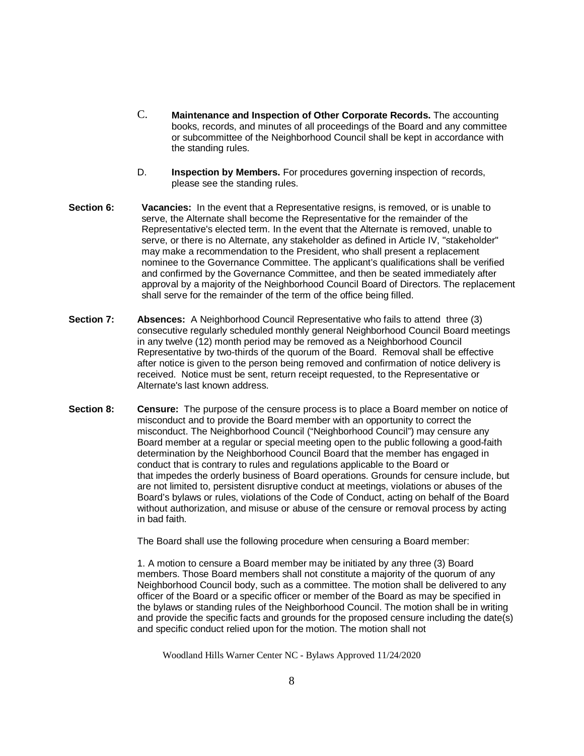C. **Maintenance and Inspection of Other Corporate Records.** The accounting books, records, and minutes of all proceedings of the Board and any committee or subcommittee of the Neighborhood Council shall be kept in accordance with the standing rules.

D. **Inspection by Members.** For procedures governing inspection of records, please see the standing rules.

**Section 6:** **Vacancies:** In the event that a Representative resigns, is removed, or is unable to serve, the Alternate shall become the Representative for the remainder of the Representative's elected term. In the event that the Alternate is removed, unable to serve, or there is no Alternate, any stakeholder as defined in Article IV, "stakeholder" may make a recommendation to the President, who shall present a replacement nominee to the Governance Committee. The applicant's qualifications shall be verified and confirmed by the Governance Committee, and then be seated immediately after approval by a majority of the Neighborhood Council Board of Directors. The replacement shall serve for the remainder of the term of the office being filled.

**Section 7:** **Absences:** A Neighborhood Council Representative who fails to attend three (3) consecutive regularly scheduled monthly general Neighborhood Council Board meetings in any twelve (12) month period may be removed as a Neighborhood Council Representative by two-thirds of the quorum of the Board. Removal shall be effective after notice is given to the person being removed and confirmation of notice delivery is received. Notice must be sent, return receipt requested, to the Representative or Alternate's last known address.

**Section 8:** **Censure:** The purpose of the censure process is to place a Board member on notice of misconduct and to provide the Board member with an opportunity to correct the misconduct. The Neighborhood Council ("Neighborhood Council") may censure any Board member at a regular or special meeting open to the public following a good-faith determination by the Neighborhood Council Board that the member has engaged in conduct that is contrary to rules and regulations applicable to the Board or that impedes the orderly business of Board operations. Grounds for censure include, but are not limited to, persistent disruptive conduct at meetings, violations or abuses of the Board's bylaws or rules, violations of the Code of Conduct, acting on behalf of the Board without authorization, and misuse or abuse of the censure or removal process by acting in bad faith.

The Board shall use the following procedure when censuring a Board member:

1. A motion to censure a Board member may be initiated by any three (3) Board members. Those Board members shall not constitute a majority of the quorum of any Neighborhood Council body, such as a committee. The motion shall be delivered to any officer of the Board or a specific officer or member of the Board as may be specified in the bylaws or standing rules of the Neighborhood Council. The motion shall be in writing and provide the specific facts and grounds for the proposed censure including the date(s) and specific conduct relied upon for the motion. The motion shall not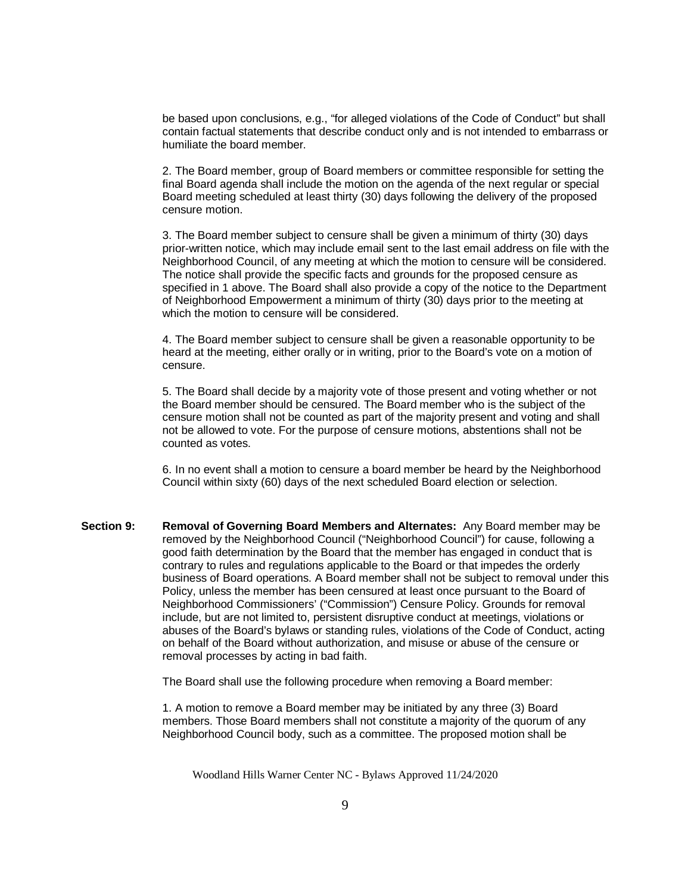be based upon conclusions, e.g., "for alleged violations of the Code of Conduct" but shall contain factual statements that describe conduct only and is not intended to embarrass or humiliate the board member.

2. The Board member, group of Board members or committee responsible for setting the final Board agenda shall include the motion on the agenda of the next regular or special Board meeting scheduled at least thirty (30) days following the delivery of the proposed censure motion.

3. The Board member subject to censure shall be given a minimum of thirty (30) days prior-written notice, which may include email sent to the last email address on file with the Neighborhood Council, of any meeting at which the motion to censure will be considered. The notice shall provide the specific facts and grounds for the proposed censure as specified in 1 above. The Board shall also provide a copy of the notice to the Department of Neighborhood Empowerment a minimum of thirty (30) days prior to the meeting at which the motion to censure will be considered.

4. The Board member subject to censure shall be given a reasonable opportunity to be heard at the meeting, either orally or in writing, prior to the Board's vote on a motion of censure.

5. The Board shall decide by a majority vote of those present and voting whether or not the Board member should be censured. The Board member who is the subject of the censure motion shall not be counted as part of the majority present and voting and shall not be allowed to vote. For the purpose of censure motions, abstentions shall not be counted as votes.

6. In no event shall a motion to censure a board member be heard by the Neighborhood Council within sixty (60) days of the next scheduled Board election or selection.

**Section 9:** **Removal of Governing Board Members and Alternates:** Any Board member may be removed by the Neighborhood Council ("Neighborhood Council") for cause, following a good faith determination by the Board that the member has engaged in conduct that is contrary to rules and regulations applicable to the Board or that impedes the orderly business of Board operations. A Board member shall not be subject to removal under this Policy, unless the member has been censured at least once pursuant to the Board of Neighborhood Commissioners' ("Commission") Censure Policy. Grounds for removal include, but are not limited to, persistent disruptive conduct at meetings, violations or abuses of the Board's bylaws or standing rules, violations of the Code of Conduct, acting on behalf of the Board without authorization, and misuse or abuse of the censure or removal processes by acting in bad faith.

The Board shall use the following procedure when removing a Board member:

1. A motion to remove a Board member may be initiated by any three (3) Board members. Those Board members shall not constitute a majority of the quorum of any Neighborhood Council body, such as a committee. The proposed motion shall be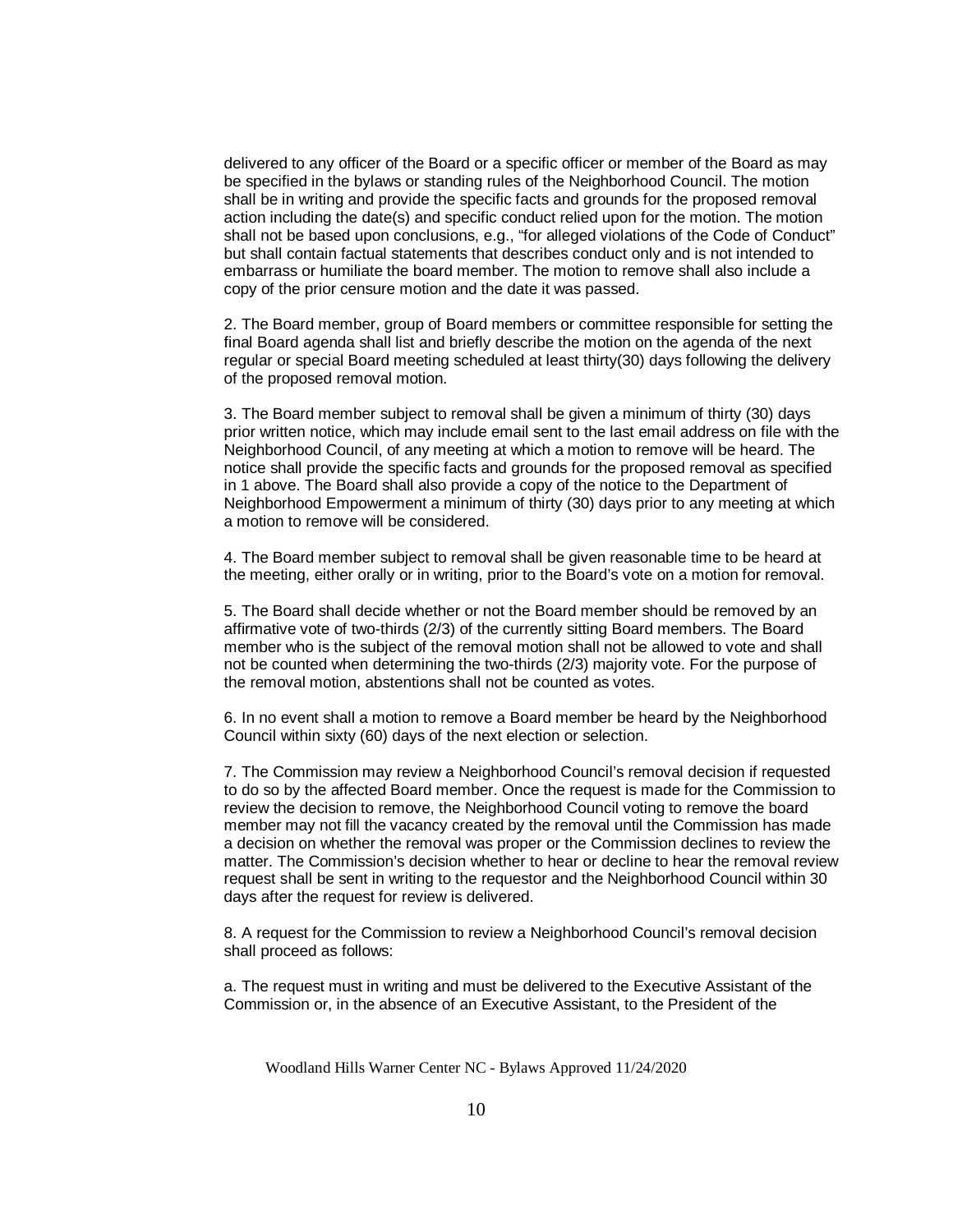delivered to any officer of the Board or a specific officer or member of the Board as may be specified in the bylaws or standing rules of the Neighborhood Council. The motion shall be in writing and provide the specific facts and grounds for the proposed removal action including the date(s) and specific conduct relied upon for the motion. The motion shall not be based upon conclusions, e.g., "for alleged violations of the Code of Conduct" but shall contain factual statements that describes conduct only and is not intended to embarrass or humiliate the board member. The motion to remove shall also include a copy of the prior censure motion and the date it was passed.

2. The Board member, group of Board members or committee responsible for setting the final Board agenda shall list and briefly describe the motion on the agenda of the next regular or special Board meeting scheduled at least thirty(30) days following the delivery of the proposed removal motion.

3. The Board member subject to removal shall be given a minimum of thirty (30) days prior written notice, which may include email sent to the last email address on file with the Neighborhood Council, of any meeting at which a motion to remove will be heard. The notice shall provide the specific facts and grounds for the proposed removal as specified in 1 above. The Board shall also provide a copy of the notice to the Department of Neighborhood Empowerment a minimum of thirty (30) days prior to any meeting at which a motion to remove will be considered.

4. The Board member subject to removal shall be given reasonable time to be heard at the meeting, either orally or in writing, prior to the Board's vote on a motion for removal.

5. The Board shall decide whether or not the Board member should be removed by an affirmative vote of two-thirds (2/3) of the currently sitting Board members. The Board member who is the subject of the removal motion shall not be allowed to vote and shall not be counted when determining the two-thirds (2/3) majority vote. For the purpose of the removal motion, abstentions shall not be counted as votes.

6. In no event shall a motion to remove a Board member be heard by the Neighborhood Council within sixty (60) days of the next election or selection.

7. The Commission may review a Neighborhood Council's removal decision if requested to do so by the affected Board member. Once the request is made for the Commission to review the decision to remove, the Neighborhood Council voting to remove the board member may not fill the vacancy created by the removal until the Commission has made a decision on whether the removal was proper or the Commission declines to review the matter. The Commission's decision whether to hear or decline to hear the removal review request shall be sent in writing to the requestor and the Neighborhood Council within 30 days after the request for review is delivered.

8. A request for the Commission to review a Neighborhood Council's removal decision shall proceed as follows:

a. The request must in writing and must be delivered to the Executive Assistant of the Commission or, in the absence of an Executive Assistant, to the President of the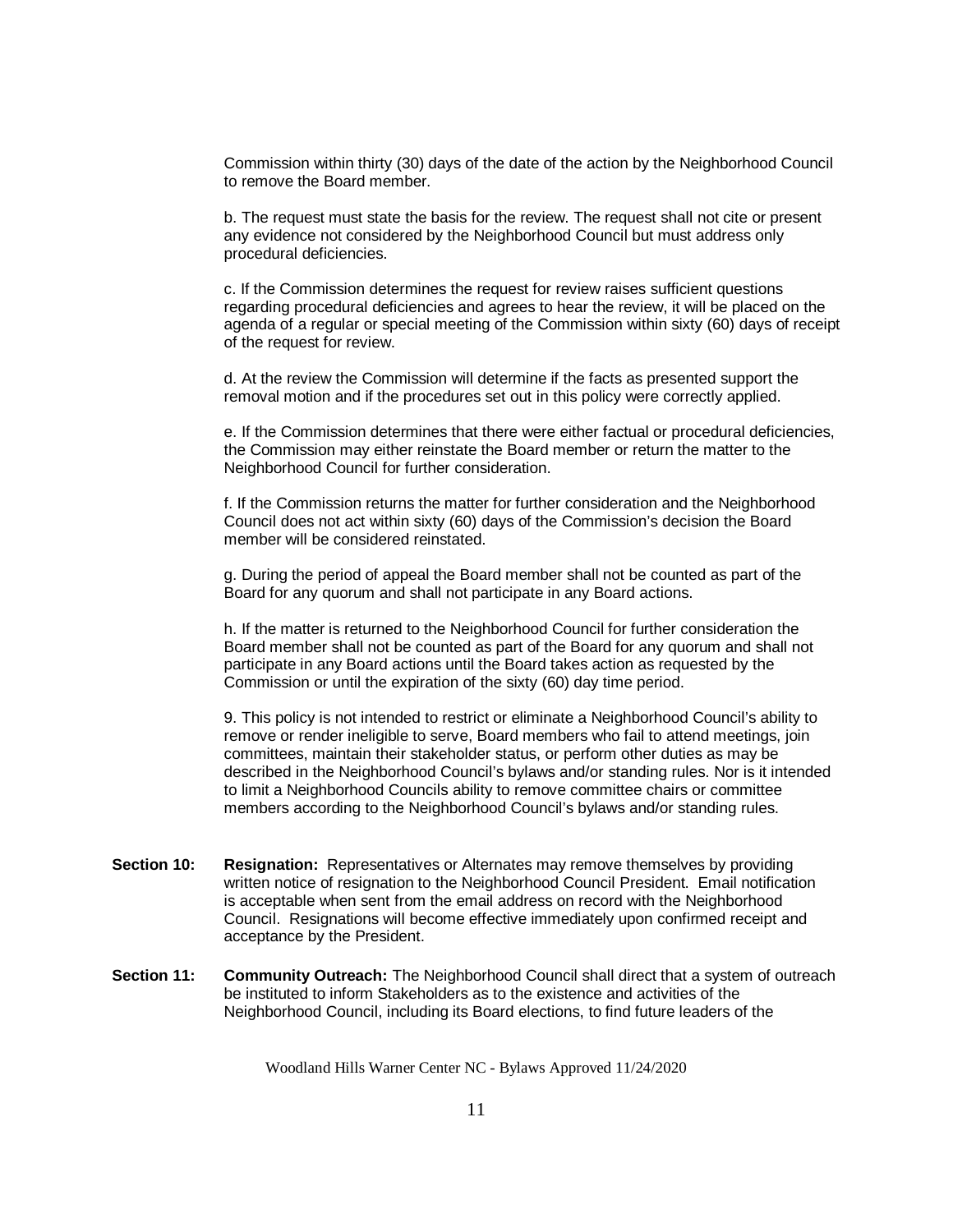Commission within thirty (30) days of the date of the action by the Neighborhood Council to remove the Board member.

b. The request must state the basis for the review. The request shall not cite or present any evidence not considered by the Neighborhood Council but must address only procedural deficiencies.

c. If the Commission determines the request for review raises sufficient questions regarding procedural deficiencies and agrees to hear the review, it will be placed on the agenda of a regular or special meeting of the Commission within sixty (60) days of receipt of the request for review.

d. At the review the Commission will determine if the facts as presented support the removal motion and if the procedures set out in this policy were correctly applied.

e. If the Commission determines that there were either factual or procedural deficiencies, the Commission may either reinstate the Board member or return the matter to the Neighborhood Council for further consideration.

f. If the Commission returns the matter for further consideration and the Neighborhood Council does not act within sixty (60) days of the Commission's decision the Board member will be considered reinstated.

g. During the period of appeal the Board member shall not be counted as part of the Board for any quorum and shall not participate in any Board actions.

h. If the matter is returned to the Neighborhood Council for further consideration the Board member shall not be counted as part of the Board for any quorum and shall not participate in any Board actions until the Board takes action as requested by the Commission or until the expiration of the sixty (60) day time period.

9. This policy is not intended to restrict or eliminate a Neighborhood Council's ability to remove or render ineligible to serve, Board members who fail to attend meetings, join committees, maintain their stakeholder status, or perform other duties as may be described in the Neighborhood Council's bylaws and/or standing rules. Nor is it intended to limit a Neighborhood Councils ability to remove committee chairs or committee members according to the Neighborhood Council's bylaws and/or standing rules.

**Section 10: Resignation:** Representatives or Alternates may remove themselves by providing written notice of resignation to the Neighborhood Council President. Email notification is acceptable when sent from the email address on record with the Neighborhood Council. Resignations will become effective immediately upon confirmed receipt and acceptance by the President.

**Section 11: Community Outreach:** The Neighborhood Council shall direct that a system of outreach be instituted to inform Stakeholders as to the existence and activities of the Neighborhood Council, including its Board elections, to find future leaders of the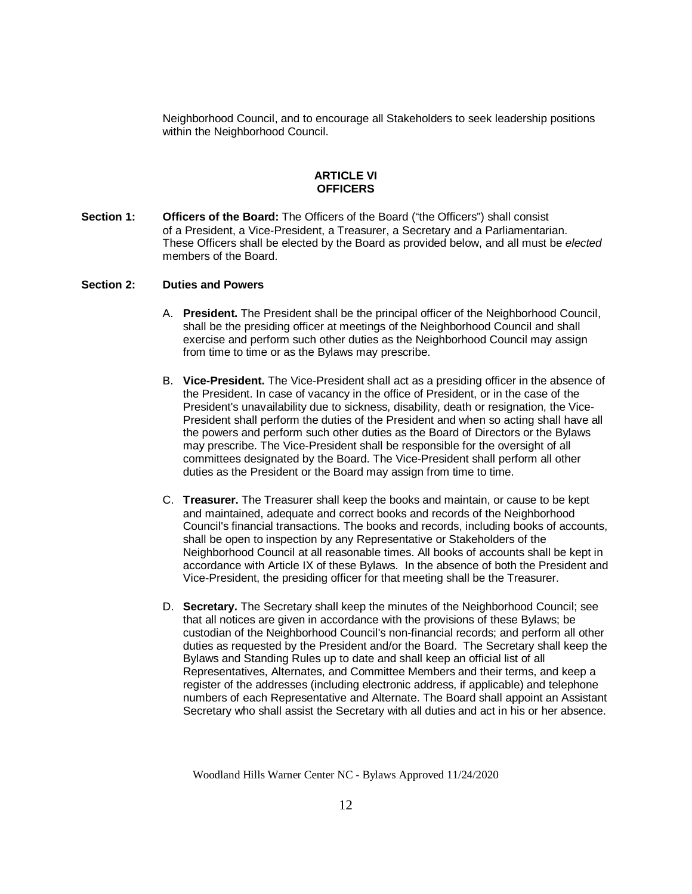Neighborhood Council, and to encourage all Stakeholders to seek leadership positions within the Neighborhood Council.

## ARTICLE VI
## OFFICERS

**Section 1:** **Officers of the Board:** The Officers of the Board ("the Officers") shall consist of a President, a Vice-President, a Treasurer, a Secretary and a Parliamentarian. These Officers shall be elected by the Board as provided below, and all must be *elected* members of the Board.

**Section 2:** **Duties and Powers**

A. **President.** The President shall be the principal officer of the Neighborhood Council, shall be the presiding officer at meetings of the Neighborhood Council and shall exercise and perform such other duties as the Neighborhood Council may assign from time to time or as the Bylaws may prescribe.

B. **Vice-President.** The Vice-President shall act as a presiding officer in the absence of the President. In case of vacancy in the office of President, or in the case of the President's unavailability due to sickness, disability, death or resignation, the Vice-President shall perform the duties of the President and when so acting shall have all the powers and perform such other duties as the Board of Directors or the Bylaws may prescribe. The Vice-President shall be responsible for the oversight of all committees designated by the Board. The Vice-President shall perform all other duties as the President or the Board may assign from time to time.

C. **Treasurer.** The Treasurer shall keep the books and maintain, or cause to be kept and maintained, adequate and correct books and records of the Neighborhood Council's financial transactions. The books and records, including books of accounts, shall be open to inspection by any Representative or Stakeholders of the Neighborhood Council at all reasonable times. All books of accounts shall be kept in accordance with Article IX of these Bylaws. In the absence of both the President and Vice-President, the presiding officer for that meeting shall be the Treasurer.

D. **Secretary.** The Secretary shall keep the minutes of the Neighborhood Council; see that all notices are given in accordance with the provisions of these Bylaws; be custodian of the Neighborhood Council's non-financial records; and perform all other duties as requested by the President and/or the Board. The Secretary shall keep the Bylaws and Standing Rules up to date and shall keep an official list of all Representatives, Alternates, and Committee Members and their terms, and keep a register of the addresses (including electronic address, if applicable) and telephone numbers of each Representative and Alternate. The Board shall appoint an Assistant Secretary who shall assist the Secretary with all duties and act in his or her absence.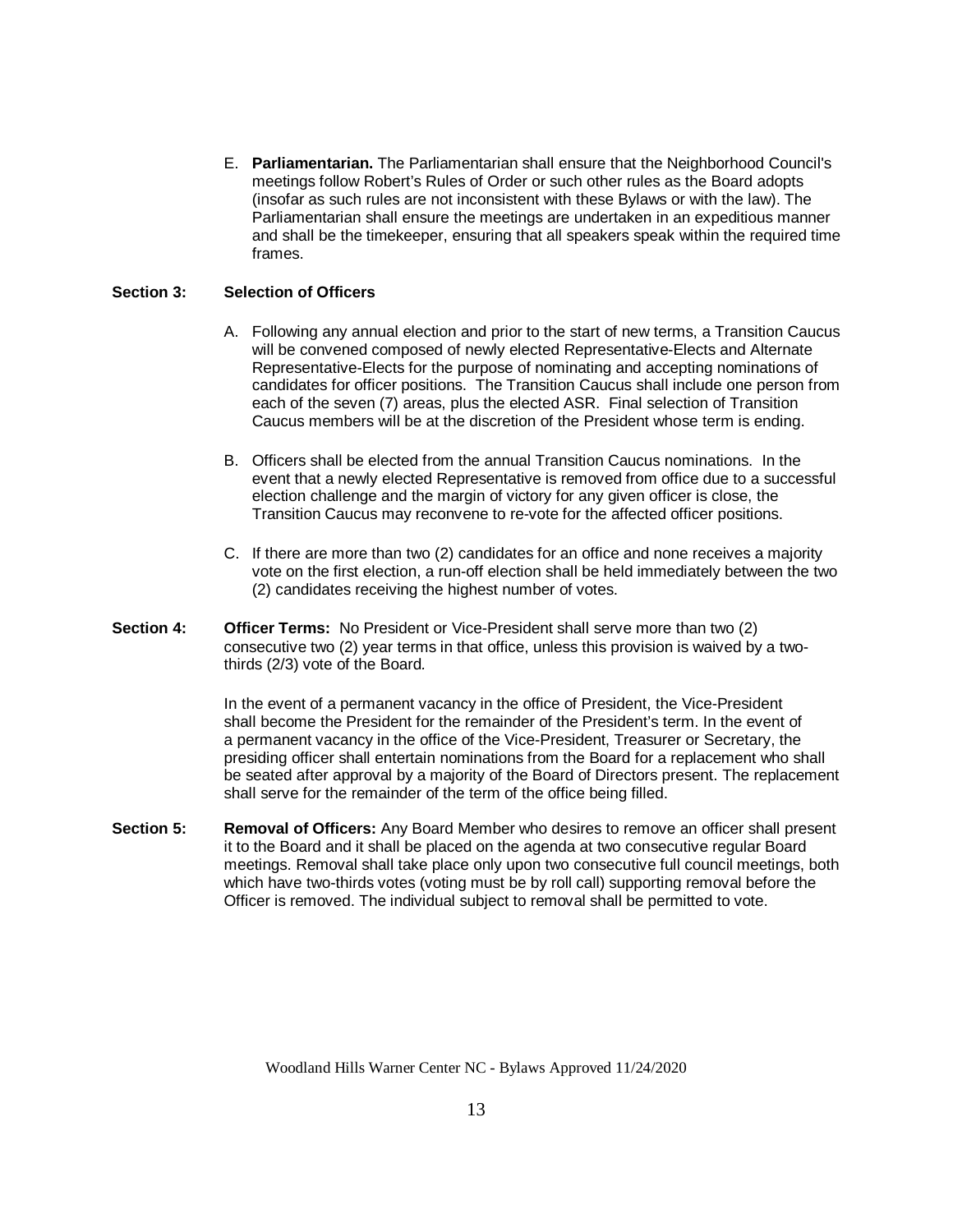E. **Parliamentarian.** The Parliamentarian shall ensure that the Neighborhood Council's meetings follow Robert's Rules of Order or such other rules as the Board adopts (insofar as such rules are not inconsistent with these Bylaws or with the law). The Parliamentarian shall ensure the meetings are undertaken in an expeditious manner and shall be the timekeeper, ensuring that all speakers speak within the required time frames.

**Section 3: Selection of Officers**

A. Following any annual election and prior to the start of new terms, a Transition Caucus will be convened composed of newly elected Representative-Elects and Alternate Representative-Elects for the purpose of nominating and accepting nominations of candidates for officer positions. The Transition Caucus shall include one person from each of the seven (7) areas, plus the elected ASR. Final selection of Transition Caucus members will be at the discretion of the President whose term is ending.

B. Officers shall be elected from the annual Transition Caucus nominations. In the event that a newly elected Representative is removed from office due to a successful election challenge and the margin of victory for any given officer is close, the Transition Caucus may reconvene to re-vote for the affected officer positions.

C. If there are more than two (2) candidates for an office and none receives a majority vote on the first election, a run-off election shall be held immediately between the two (2) candidates receiving the highest number of votes.

**Section 4: Officer Terms:** No President or Vice-President shall serve more than two (2) consecutive two (2) year terms in that office, unless this provision is waived by a two-thirds (2/3) vote of the Board.

In the event of a permanent vacancy in the office of President, the Vice-President shall become the President for the remainder of the President's term. In the event of a permanent vacancy in the office of the Vice-President, Treasurer or Secretary, the presiding officer shall entertain nominations from the Board for a replacement who shall be seated after approval by a majority of the Board of Directors present. The replacement shall serve for the remainder of the term of the office being filled.

**Section 5: Removal of Officers:** Any Board Member who desires to remove an officer shall present it to the Board and it shall be placed on the agenda at two consecutive regular Board meetings. Removal shall take place only upon two consecutive full council meetings, both which have two-thirds votes (voting must be by roll call) supporting removal before the Officer is removed. The individual subject to removal shall be permitted to vote.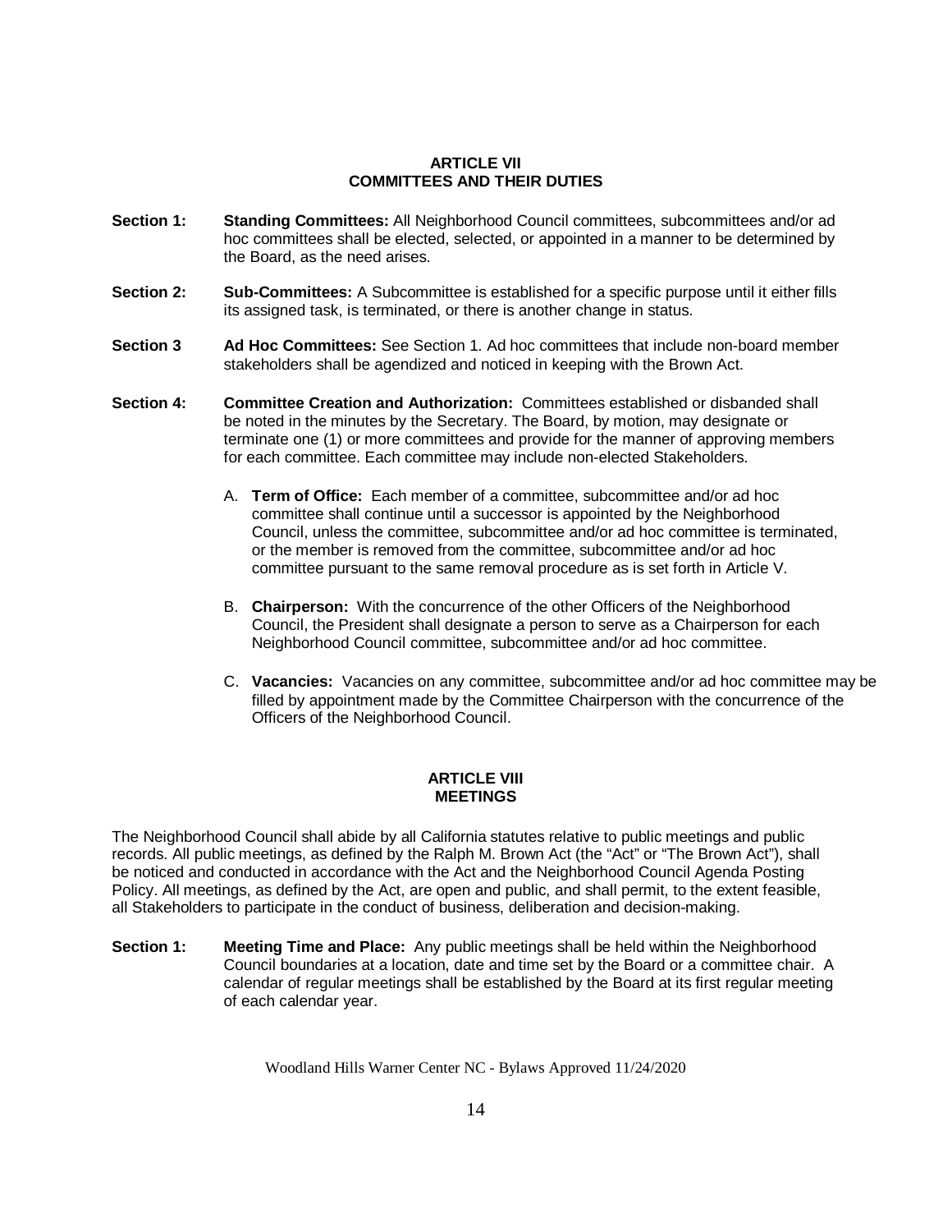## ARTICLE VII
## COMMITTEES AND THEIR DUTIES

**Section 1:** **Standing Committees:** All Neighborhood Council committees, subcommittees and/or ad hoc committees shall be elected, selected, or appointed in a manner to be determined by the Board, as the need arises.

**Section 2:** **Sub-Committees:** A Subcommittee is established for a specific purpose until it either fills its assigned task, is terminated, or there is another change in status.

**Section 3** **Ad Hoc Committees:** See Section 1. Ad hoc committees that include non-board member stakeholders shall be agendized and noticed in keeping with the Brown Act.

**Section 4:** **Committee Creation and Authorization:** Committees established or disbanded shall be noted in the minutes by the Secretary. The Board, by motion, may designate or terminate one (1) or more committees and provide for the manner of approving members for each committee. Each committee may include non-elected Stakeholders.

A. **Term of Office:** Each member of a committee, subcommittee and/or ad hoc committee shall continue until a successor is appointed by the Neighborhood Council, unless the committee, subcommittee and/or ad hoc committee is terminated, or the member is removed from the committee, subcommittee and/or ad hoc committee pursuant to the same removal procedure as is set forth in Article V.

B. **Chairperson:** With the concurrence of the other Officers of the Neighborhood Council, the President shall designate a person to serve as a Chairperson for each Neighborhood Council committee, subcommittee and/or ad hoc committee.

C. **Vacancies:** Vacancies on any committee, subcommittee and/or ad hoc committee may be filled by appointment made by the Committee Chairperson with the concurrence of the Officers of the Neighborhood Council.

## ARTICLE VIII
## MEETINGS

The Neighborhood Council shall abide by all California statutes relative to public meetings and public records. All public meetings, as defined by the Ralph M. Brown Act (the "Act" or "The Brown Act"), shall be noticed and conducted in accordance with the Act and the Neighborhood Council Agenda Posting Policy. All meetings, as defined by the Act, are open and public, and shall permit, to the extent feasible, all Stakeholders to participate in the conduct of business, deliberation and decision-making.

**Section 1:** **Meeting Time and Place:** Any public meetings shall be held within the Neighborhood Council boundaries at a location, date and time set by the Board or a committee chair. A calendar of regular meetings shall be established by the Board at its first regular meeting of each calendar year.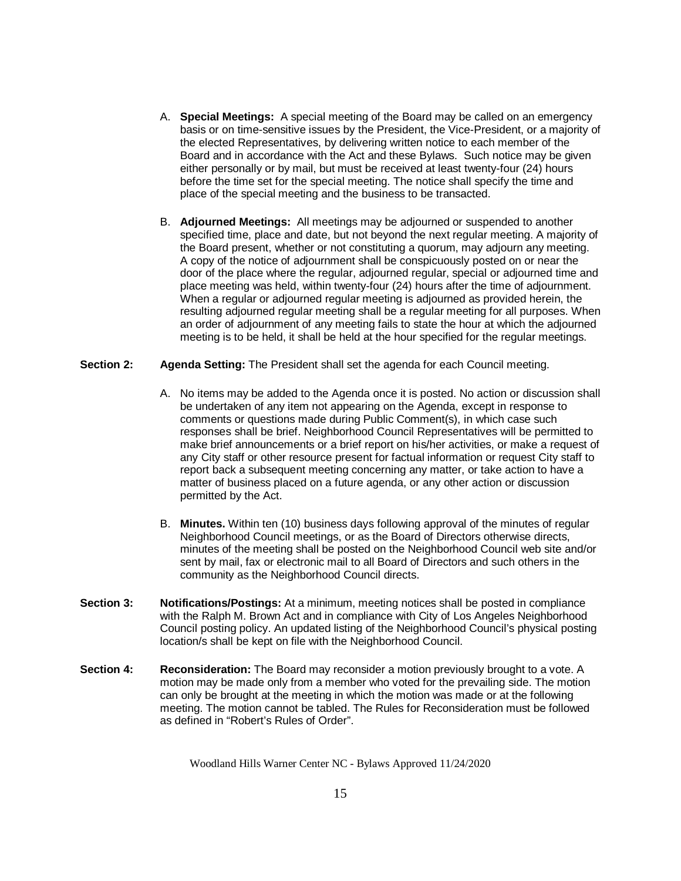A. **Special Meetings:** A special meeting of the Board may be called on an emergency basis or on time-sensitive issues by the President, the Vice-President, or a majority of the elected Representatives, by delivering written notice to each member of the Board and in accordance with the Act and these Bylaws. Such notice may be given either personally or by mail, but must be received at least twenty-four (24) hours before the time set for the special meeting. The notice shall specify the time and place of the special meeting and the business to be transacted.

B. **Adjourned Meetings:** All meetings may be adjourned or suspended to another specified time, place and date, but not beyond the next regular meeting. A majority of the Board present, whether or not constituting a quorum, may adjourn any meeting. A copy of the notice of adjournment shall be conspicuously posted on or near the door of the place where the regular, adjourned regular, special or adjourned time and place meeting was held, within twenty-four (24) hours after the time of adjournment. When a regular or adjourned regular meeting is adjourned as provided herein, the resulting adjourned regular meeting shall be a regular meeting for all purposes. When an order of adjournment of any meeting fails to state the hour at which the adjourned meeting is to be held, it shall be held at the hour specified for the regular meetings.

**Section 2: Agenda Setting:** The President shall set the agenda for each Council meeting.

A. No items may be added to the Agenda once it is posted. No action or discussion shall be undertaken of any item not appearing on the Agenda, except in response to comments or questions made during Public Comment(s), in which case such responses shall be brief. Neighborhood Council Representatives will be permitted to make brief announcements or a brief report on his/her activities, or make a request of any City staff or other resource present for factual information or request City staff to report back a subsequent meeting concerning any matter, or take action to have a matter of business placed on a future agenda, or any other action or discussion permitted by the Act.

B. **Minutes.** Within ten (10) business days following approval of the minutes of regular Neighborhood Council meetings, or as the Board of Directors otherwise directs, minutes of the meeting shall be posted on the Neighborhood Council web site and/or sent by mail, fax or electronic mail to all Board of Directors and such others in the community as the Neighborhood Council directs.

**Section 3: Notifications/Postings:** At a minimum, meeting notices shall be posted in compliance with the Ralph M. Brown Act and in compliance with City of Los Angeles Neighborhood Council posting policy. An updated listing of the Neighborhood Council's physical posting location/s shall be kept on file with the Neighborhood Council.

**Section 4: Reconsideration:** The Board may reconsider a motion previously brought to a vote. A motion may be made only from a member who voted for the prevailing side. The motion can only be brought at the meeting in which the motion was made or at the following meeting. The motion cannot be tabled. The Rules for Reconsideration must be followed as defined in "Robert's Rules of Order".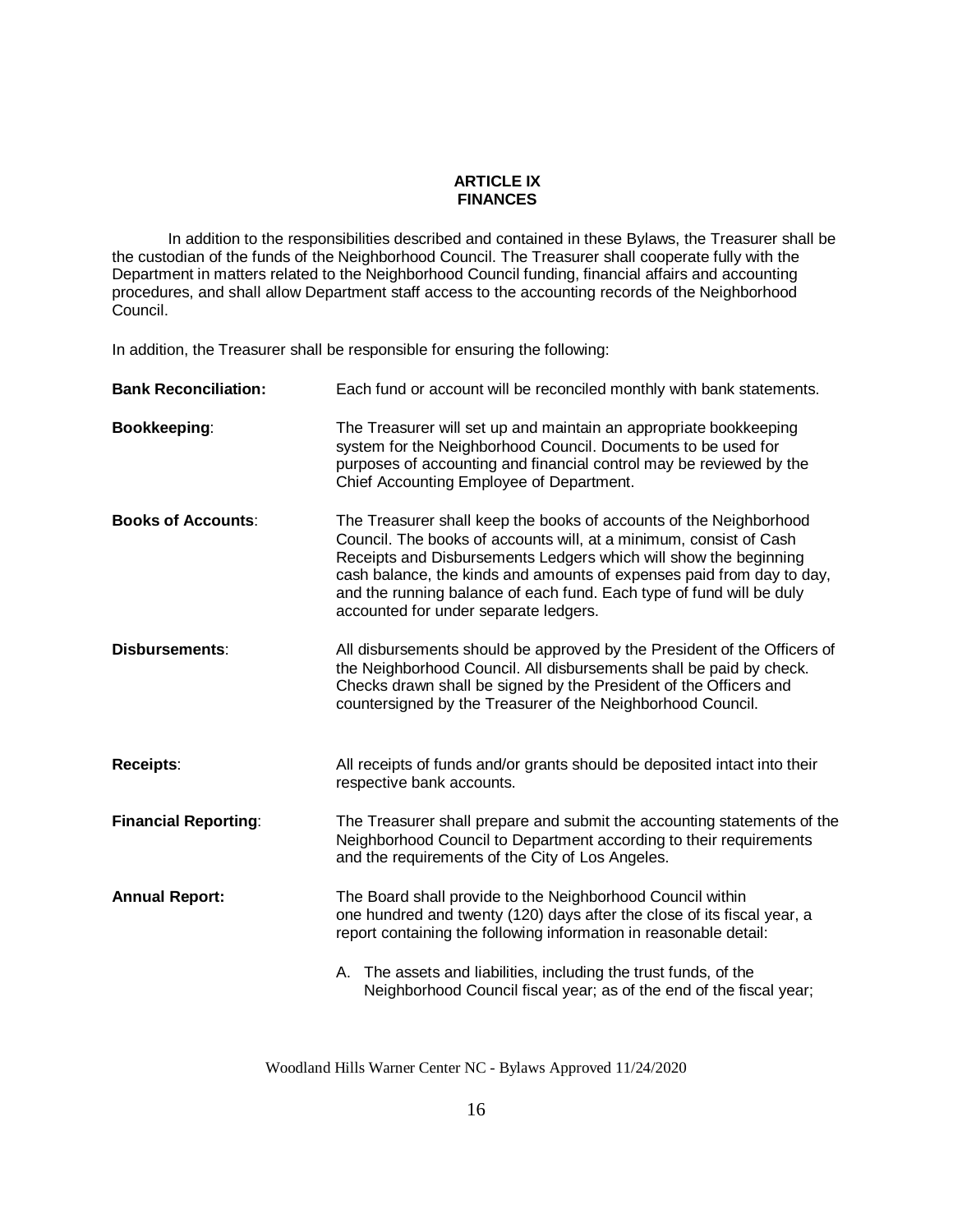## ARTICLE IX
## FINANCES

In addition to the responsibilities described and contained in these Bylaws, the Treasurer shall be the custodian of the funds of the Neighborhood Council. The Treasurer shall cooperate fully with the Department in matters related to the Neighborhood Council funding, financial affairs and accounting procedures, and shall allow Department staff access to the accounting records of the Neighborhood Council.

In addition, the Treasurer shall be responsible for ensuring the following:

**Bank Reconciliation:** Each fund or account will be reconciled monthly with bank statements.

**Bookkeeping**: The Treasurer will set up and maintain an appropriate bookkeeping system for the Neighborhood Council. Documents to be used for purposes of accounting and financial control may be reviewed by the Chief Accounting Employee of Department.

**Books of Accounts**: The Treasurer shall keep the books of accounts of the Neighborhood Council. The books of accounts will, at a minimum, consist of Cash Receipts and Disbursements Ledgers which will show the beginning cash balance, the kinds and amounts of expenses paid from day to day, and the running balance of each fund. Each type of fund will be duly accounted for under separate ledgers.

**Disbursements**: All disbursements should be approved by the President of the Officers of the Neighborhood Council. All disbursements shall be paid by check. Checks drawn shall be signed by the President of the Officers and countersigned by the Treasurer of the Neighborhood Council.

**Receipts**: All receipts of funds and/or grants should be deposited intact into their respective bank accounts.

**Financial Reporting**: The Treasurer shall prepare and submit the accounting statements of the Neighborhood Council to Department according to their requirements and the requirements of the City of Los Angeles.

**Annual Report:** The Board shall provide to the Neighborhood Council within one hundred and twenty (120) days after the close of its fiscal year, a report containing the following information in reasonable detail:

A. The assets and liabilities, including the trust funds, of the Neighborhood Council fiscal year; as of the end of the fiscal year;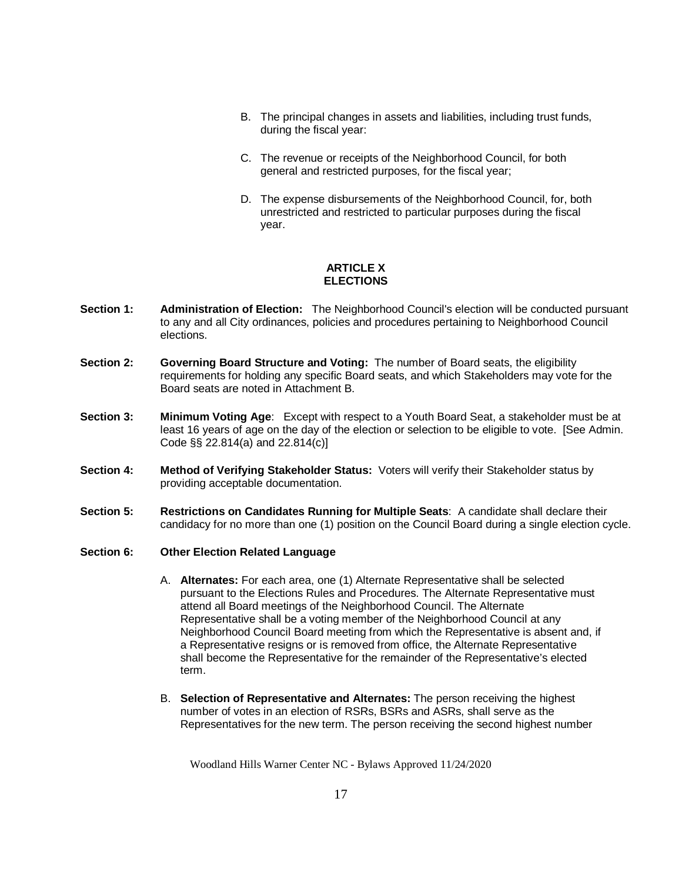B. The principal changes in assets and liabilities, including trust funds, during the fiscal year:

C. The revenue or receipts of the Neighborhood Council, for both general and restricted purposes, for the fiscal year;

D. The expense disbursements of the Neighborhood Council, for, both unrestricted and restricted to particular purposes during the fiscal year.

## ARTICLE X
## ELECTIONS

**Section 1: Administration of Election:** The Neighborhood Council's election will be conducted pursuant to any and all City ordinances, policies and procedures pertaining to Neighborhood Council elections.

**Section 2: Governing Board Structure and Voting:** The number of Board seats, the eligibility requirements for holding any specific Board seats, and which Stakeholders may vote for the Board seats are noted in Attachment B.

**Section 3: Minimum Voting Age**: Except with respect to a Youth Board Seat, a stakeholder must be at least 16 years of age on the day of the election or selection to be eligible to vote. [See Admin. Code §§ 22.814(a) and 22.814(c)]

**Section 4: Method of Verifying Stakeholder Status:** Voters will verify their Stakeholder status by providing acceptable documentation.

**Section 5: Restrictions on Candidates Running for Multiple Seats**: A candidate shall declare their candidacy for no more than one (1) position on the Council Board during a single election cycle.

**Section 6: Other Election Related Language**

A. **Alternates:** For each area, one (1) Alternate Representative shall be selected pursuant to the Elections Rules and Procedures. The Alternate Representative must attend all Board meetings of the Neighborhood Council. The Alternate Representative shall be a voting member of the Neighborhood Council at any Neighborhood Council Board meeting from which the Representative is absent and, if a Representative resigns or is removed from office, the Alternate Representative shall become the Representative for the remainder of the Representative's elected term.

B. **Selection of Representative and Alternates:** The person receiving the highest number of votes in an election of RSRs, BSRs and ASRs, shall serve as the Representatives for the new term. The person receiving the second highest number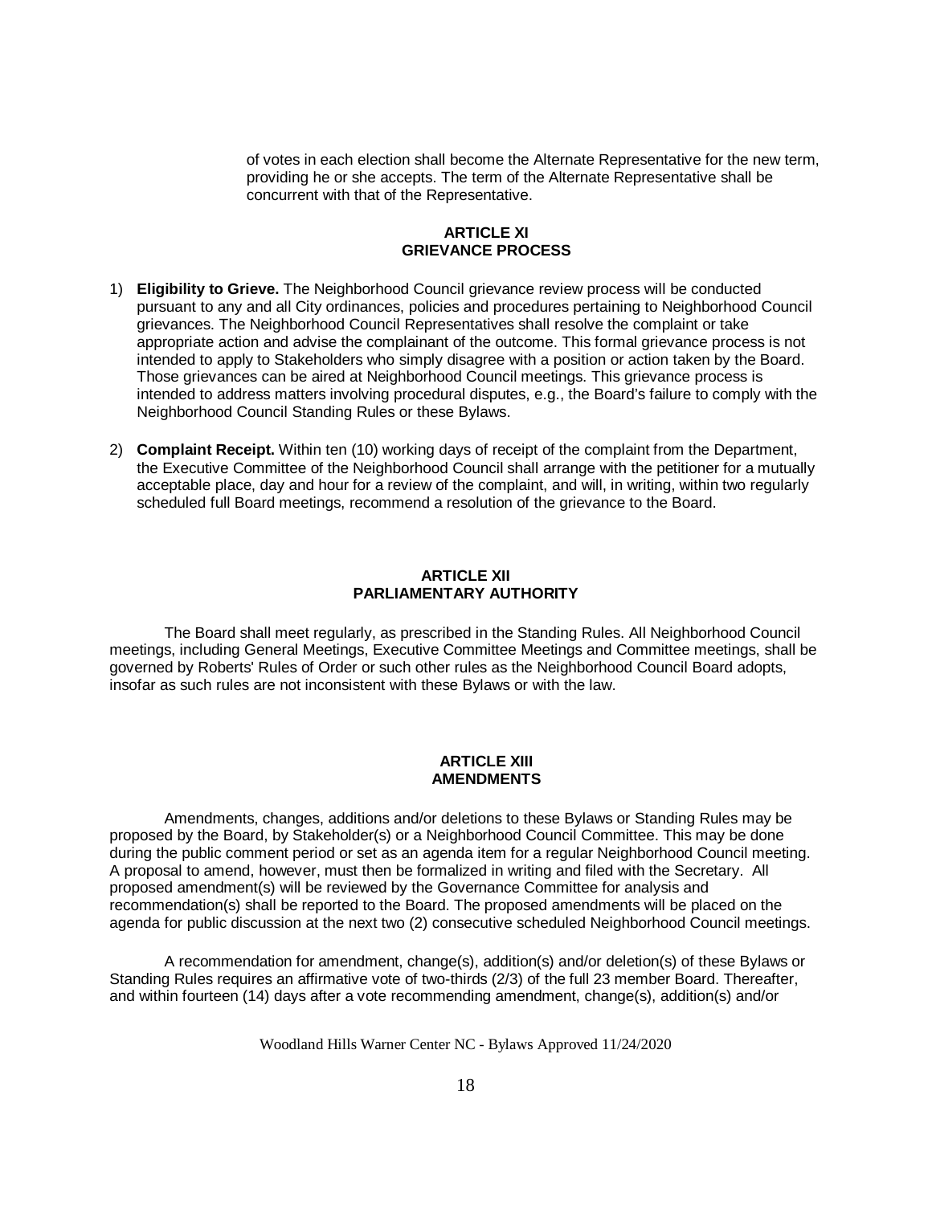of votes in each election shall become the Alternate Representative for the new term, providing he or she accepts. The term of the Alternate Representative shall be concurrent with that of the Representative.

## ARTICLE XI
## GRIEVANCE PROCESS

1) **Eligibility to Grieve.** The Neighborhood Council grievance review process will be conducted pursuant to any and all City ordinances, policies and procedures pertaining to Neighborhood Council grievances. The Neighborhood Council Representatives shall resolve the complaint or take appropriate action and advise the complainant of the outcome. This formal grievance process is not intended to apply to Stakeholders who simply disagree with a position or action taken by the Board. Those grievances can be aired at Neighborhood Council meetings. This grievance process is intended to address matters involving procedural disputes, e.g., the Board's failure to comply with the Neighborhood Council Standing Rules or these Bylaws.

2) **Complaint Receipt.** Within ten (10) working days of receipt of the complaint from the Department, the Executive Committee of the Neighborhood Council shall arrange with the petitioner for a mutually acceptable place, day and hour for a review of the complaint, and will, in writing, within two regularly scheduled full Board meetings, recommend a resolution of the grievance to the Board.

## ARTICLE XII
## PARLIAMENTARY AUTHORITY

The Board shall meet regularly, as prescribed in the Standing Rules. All Neighborhood Council meetings, including General Meetings, Executive Committee Meetings and Committee meetings, shall be governed by Roberts' Rules of Order or such other rules as the Neighborhood Council Board adopts, insofar as such rules are not inconsistent with these Bylaws or with the law.

## ARTICLE XIII
## AMENDMENTS

Amendments, changes, additions and/or deletions to these Bylaws or Standing Rules may be proposed by the Board, by Stakeholder(s) or a Neighborhood Council Committee. This may be done during the public comment period or set as an agenda item for a regular Neighborhood Council meeting. A proposal to amend, however, must then be formalized in writing and filed with the Secretary. All proposed amendment(s) will be reviewed by the Governance Committee for analysis and recommendation(s) shall be reported to the Board. The proposed amendments will be placed on the agenda for public discussion at the next two (2) consecutive scheduled Neighborhood Council meetings.

A recommendation for amendment, change(s), addition(s) and/or deletion(s) of these Bylaws or Standing Rules requires an affirmative vote of two-thirds (2/3) of the full 23 member Board. Thereafter, and within fourteen (14) days after a vote recommending amendment, change(s), addition(s) and/or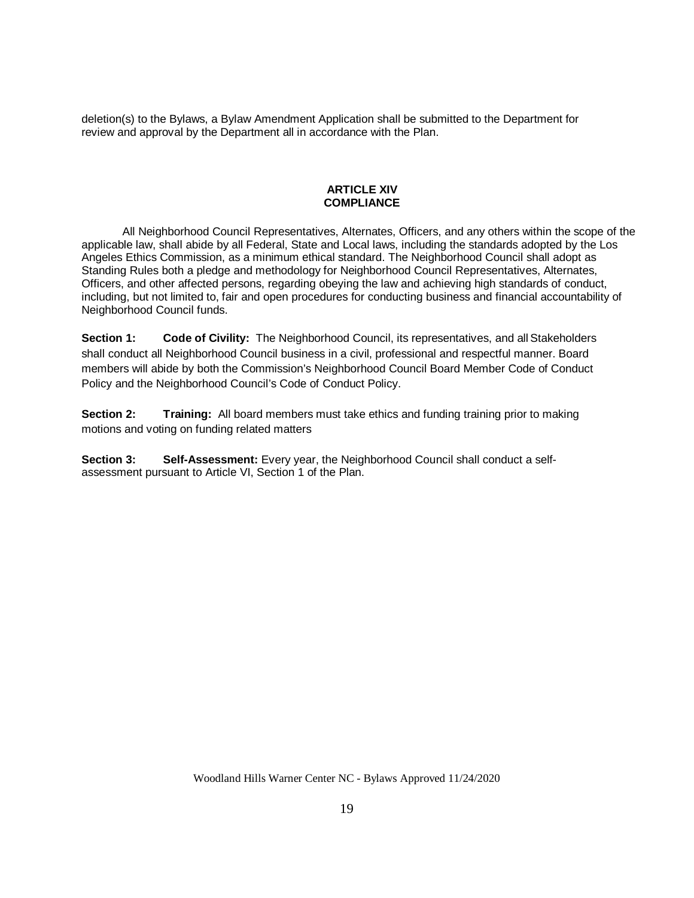deletion(s) to the Bylaws, a Bylaw Amendment Application shall be submitted to the Department for review and approval by the Department all in accordance with the Plan.

## ARTICLE XIV
## COMPLIANCE

All Neighborhood Council Representatives, Alternates, Officers, and any others within the scope of the applicable law, shall abide by all Federal, State and Local laws, including the standards adopted by the Los Angeles Ethics Commission, as a minimum ethical standard. The Neighborhood Council shall adopt as Standing Rules both a pledge and methodology for Neighborhood Council Representatives, Alternates, Officers, and other affected persons, regarding obeying the law and achieving high standards of conduct, including, but not limited to, fair and open procedures for conducting business and financial accountability of Neighborhood Council funds.

**Section 1: Code of Civility:** The Neighborhood Council, its representatives, and all Stakeholders shall conduct all Neighborhood Council business in a civil, professional and respectful manner. Board members will abide by both the Commission's Neighborhood Council Board Member Code of Conduct Policy and the Neighborhood Council's Code of Conduct Policy.

**Section 2: Training:** All board members must take ethics and funding training prior to making motions and voting on funding related matters

**Section 3: Self-Assessment:** Every year, the Neighborhood Council shall conduct a self-assessment pursuant to Article VI, Section 1 of the Plan.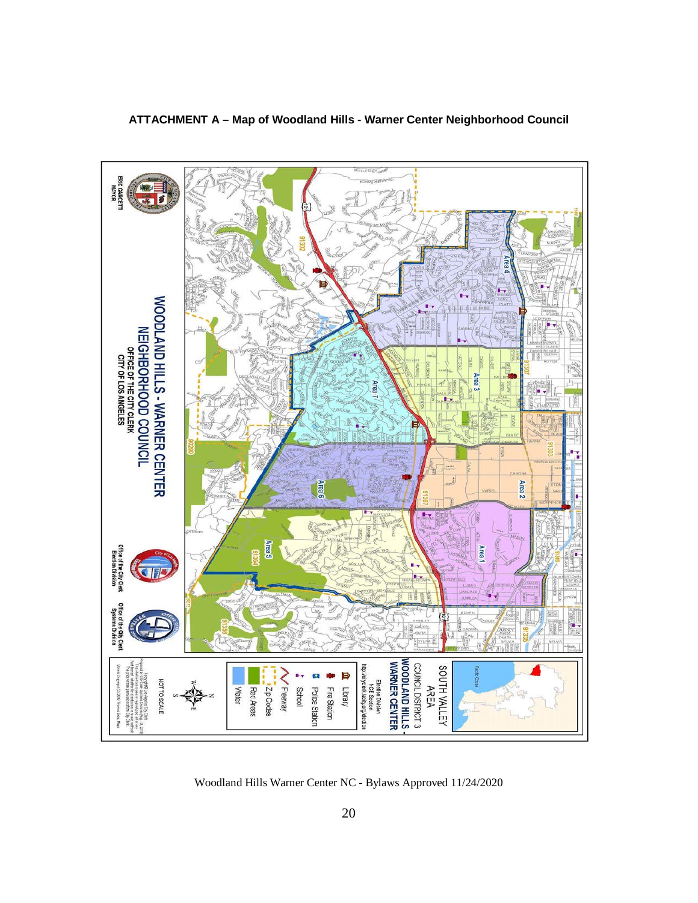**ATTACHMENT A – Map of Woodland Hills - Warner Center Neighborhood Council**

WOODLAND HILLS - WARNER CENTER NEIGHBORHOOD COUNCIL

OFFICE OF THE CITY CLERK
CITY OF LOS ANGELES

ERIC GARCETTI
MAYOR

Office of the City Clerk
Election Division

Office of the City Clerk
Systems Division

SOUTH VALLEY AREA
COUNCIL DISTRICT 3
WOODLAND HILLS - WARNER CENTER

Election Division
NCE Section
http://cityclerk.lacity.org/election

Library
Fire Station
Police Station
School
Freeway
Zip Codes
Rec Areas
Water

NOT TO SCALE

Area 1
Area 2
Area 3
Area 4
Area 5
Area 6
Area 7

Woodland Hills Warner Center NC - Bylaws Approved 11/24/2020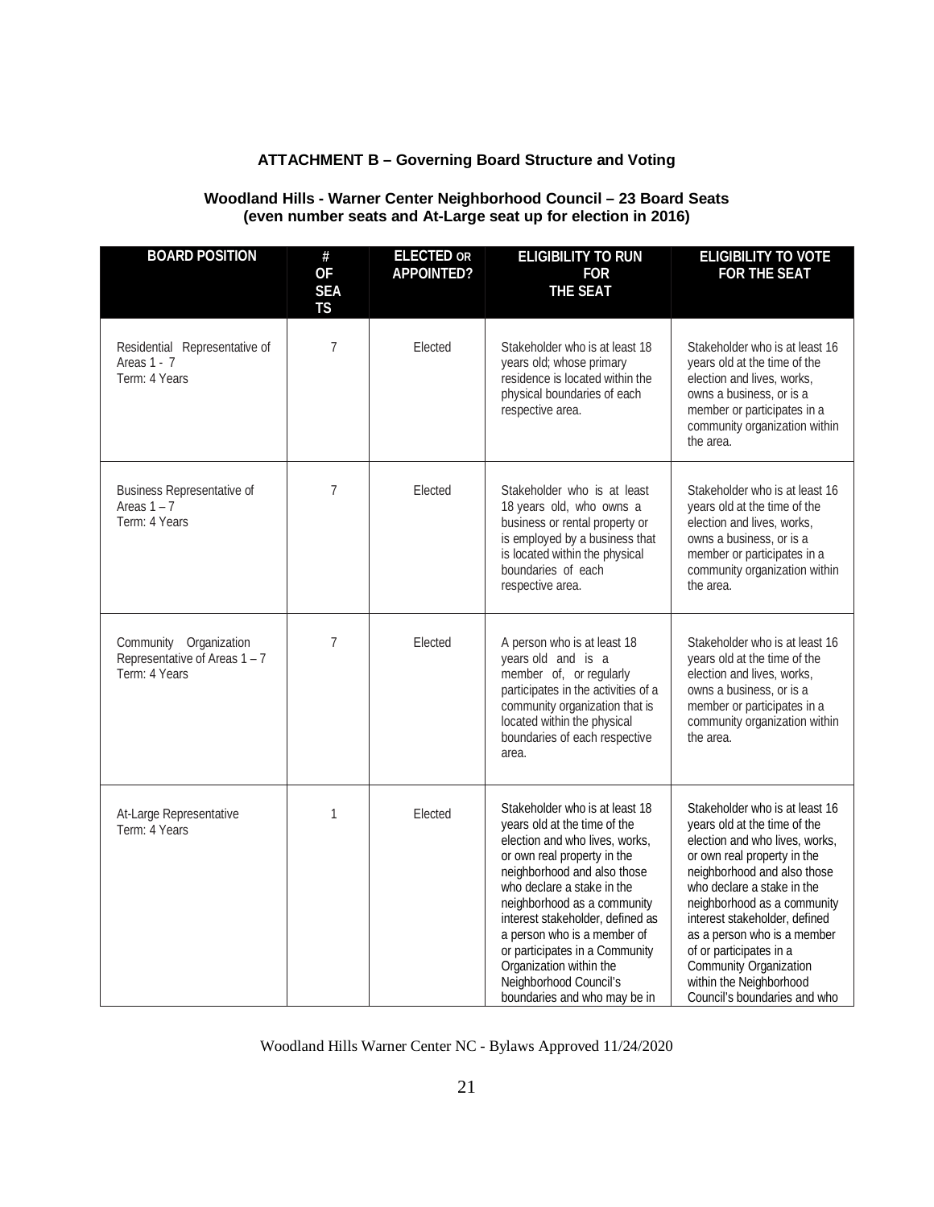**ATTACHMENT B – Governing Board Structure and Voting**

**Woodland Hills - Warner Center Neighborhood Council – 23 Board Seats (even number seats and At-Large seat up for election in 2016)**

| BOARD POSITION | # OF SEATS | ELECTED OR APPOINTED? | ELIGIBILITY TO RUN FOR THE SEAT | ELIGIBILITY TO VOTE FOR THE SEAT |
|---|---|---|---|---|
| Residential Representative of Areas 1 - 7 Term: 4 Years | 7 | Elected | Stakeholder who is at least 18 years old; whose primary residence is located within the physical boundaries of each respective area. | Stakeholder who is at least 16 years old at the time of the election and lives, works, owns a business, or is a member or participates in a community organization within the area. |
| Business Representative of Areas 1 – 7 Term: 4 Years | 7 | Elected | Stakeholder who is at least 18 years old, who owns a business or rental property or is employed by a business that is located within the physical boundaries of each respective area. | Stakeholder who is at least 16 years old at the time of the election and lives, works, owns a business, or is a member or participates in a community organization within the area. |
| Community Organization Representative of Areas 1 – 7 Term: 4 Years | 7 | Elected | A person who is at least 18 years old and is a member of, or regularly participates in the activities of a community organization that is located within the physical boundaries of each respective area. | Stakeholder who is at least 16 years old at the time of the election and lives, works, owns a business, or is a member or participates in a community organization within the area. |
| At-Large Representative Term: 4 Years | 1 | Elected | Stakeholder who is at least 18 years old at the time of the election and who lives, works, or own real property in the neighborhood and also those who declare a stake in the neighborhood as a community interest stakeholder, defined as a person who is a member of or participates in a Community Organization within the Neighborhood Council's boundaries and who may be in | Stakeholder who is at least 16 years old at the time of the election and who lives, works, or own real property in the neighborhood and also those who declare a stake in the neighborhood as a community interest stakeholder, defined as a person who is a member of or participates in a Community Organization within the Neighborhood Council's boundaries and who |

Woodland Hills Warner Center NC - Bylaws Approved 11/24/2020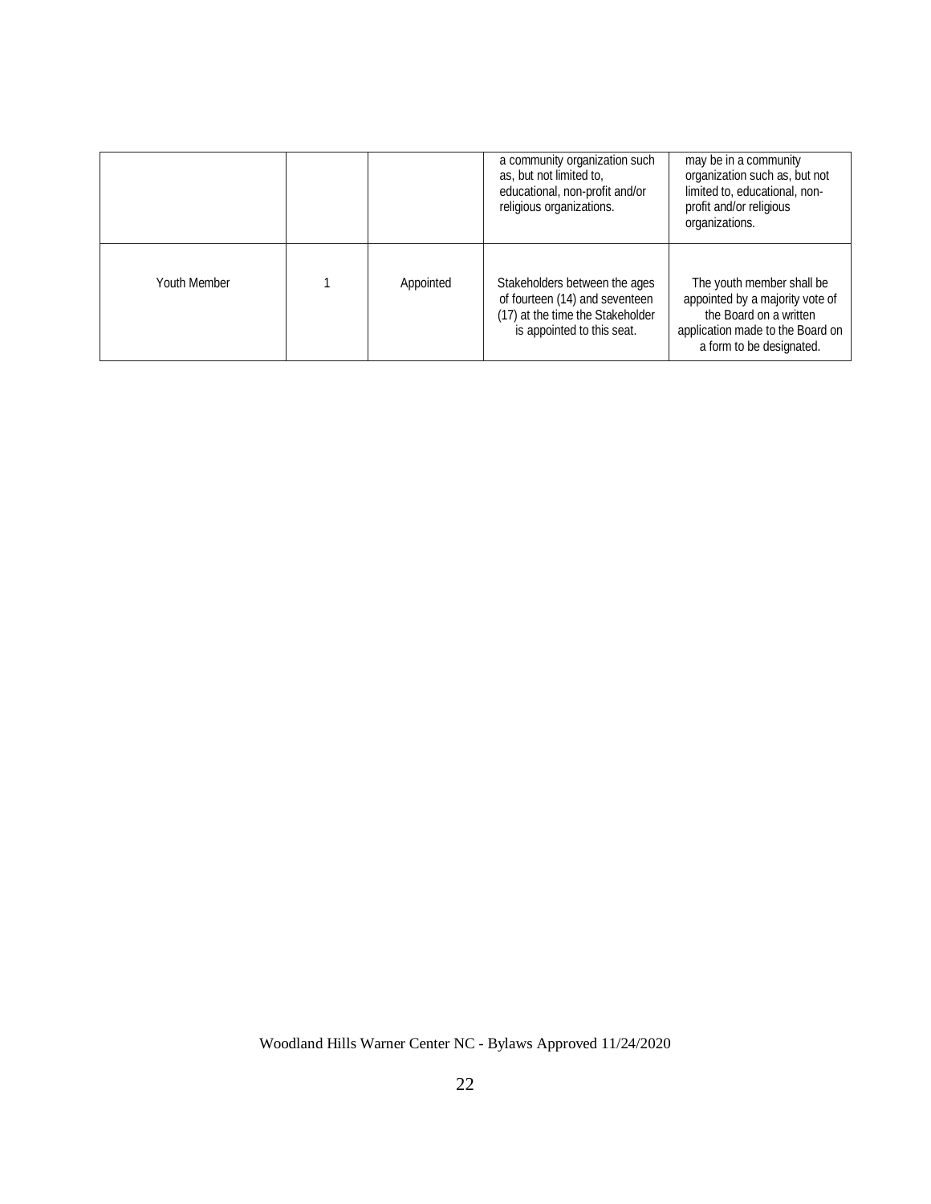| | | | a community organization such as, but not limited to, educational, non-profit and/or religious organizations. | may be in a community organization such as, but not limited to, educational, non-profit and/or religious organizations. |
|---|---|---|---|---|
| Youth Member | 1 | Appointed | Stakeholders between the ages of fourteen (14) and seventeen (17) at the time the Stakeholder is appointed to this seat. | The youth member shall be appointed by a majority vote of the Board on a written application made to the Board on a form to be designated. |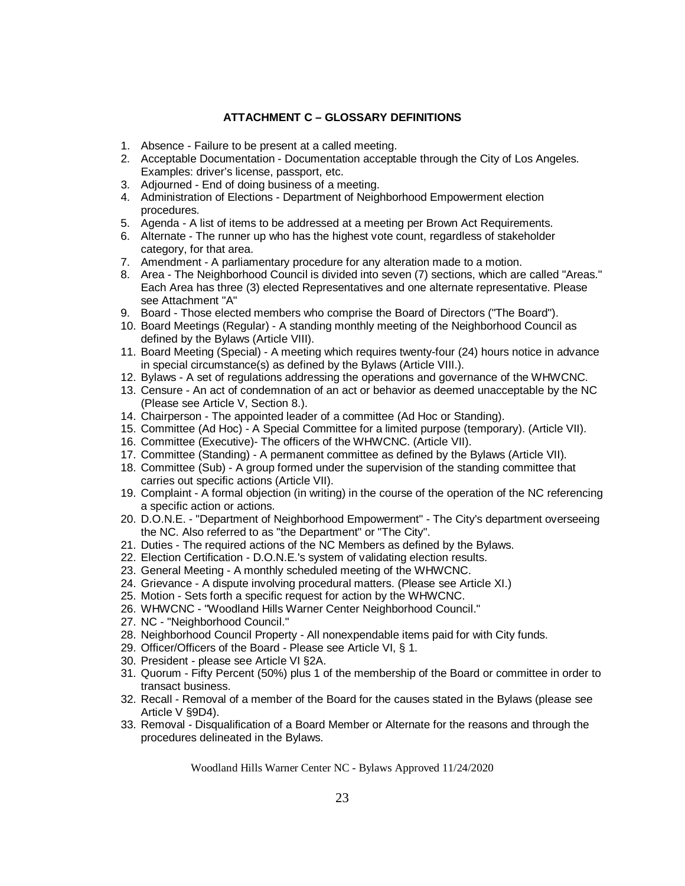### ATTACHMENT C – GLOSSARY DEFINITIONS

1. Absence - Failure to be present at a called meeting.
2. Acceptable Documentation - Documentation acceptable through the City of Los Angeles. Examples: driver's license, passport, etc.
3. Adjourned - End of doing business of a meeting.
4. Administration of Elections - Department of Neighborhood Empowerment election procedures.
5. Agenda - A list of items to be addressed at a meeting per Brown Act Requirements.
6. Alternate - The runner up who has the highest vote count, regardless of stakeholder category, for that area.
7. Amendment - A parliamentary procedure for any alteration made to a motion.
8. Area - The Neighborhood Council is divided into seven (7) sections, which are called "Areas." Each Area has three (3) elected Representatives and one alternate representative. Please see Attachment "A"
9. Board - Those elected members who comprise the Board of Directors ("The Board").
10. Board Meetings (Regular) - A standing monthly meeting of the Neighborhood Council as defined by the Bylaws (Article VIII).
11. Board Meeting (Special) - A meeting which requires twenty-four (24) hours notice in advance in special circumstance(s) as defined by the Bylaws (Article VIII.).
12. Bylaws - A set of regulations addressing the operations and governance of the WHWCNC.
13. Censure - An act of condemnation of an act or behavior as deemed unacceptable by the NC (Please see Article V, Section 8.).
14. Chairperson - The appointed leader of a committee (Ad Hoc or Standing).
15. Committee (Ad Hoc) - A Special Committee for a limited purpose (temporary). (Article VII).
16. Committee (Executive)- The officers of the WHWCNC. (Article VII).
17. Committee (Standing) - A permanent committee as defined by the Bylaws (Article VII).
18. Committee (Sub) - A group formed under the supervision of the standing committee that carries out specific actions (Article VII).
19. Complaint - A formal objection (in writing) in the course of the operation of the NC referencing a specific action or actions.
20. D.O.N.E. - "Department of Neighborhood Empowerment" - The City's department overseeing the NC. Also referred to as "the Department" or "The City".
21. Duties - The required actions of the NC Members as defined by the Bylaws.
22. Election Certification - D.O.N.E.'s system of validating election results.
23. General Meeting - A monthly scheduled meeting of the WHWCNC.
24. Grievance - A dispute involving procedural matters. (Please see Article XI.)
25. Motion - Sets forth a specific request for action by the WHWCNC.
26. WHWCNC - "Woodland Hills Warner Center Neighborhood Council."
27. NC - "Neighborhood Council."
28. Neighborhood Council Property - All nonexpendable items paid for with City funds.
29. Officer/Officers of the Board - Please see Article VI, § 1.
30. President - please see Article VI §2A.
31. Quorum - Fifty Percent (50%) plus 1 of the membership of the Board or committee in order to transact business.
32. Recall - Removal of a member of the Board for the causes stated in the Bylaws (please see Article V §9D4).
33. Removal - Disqualification of a Board Member or Alternate for the reasons and through the procedures delineated in the Bylaws.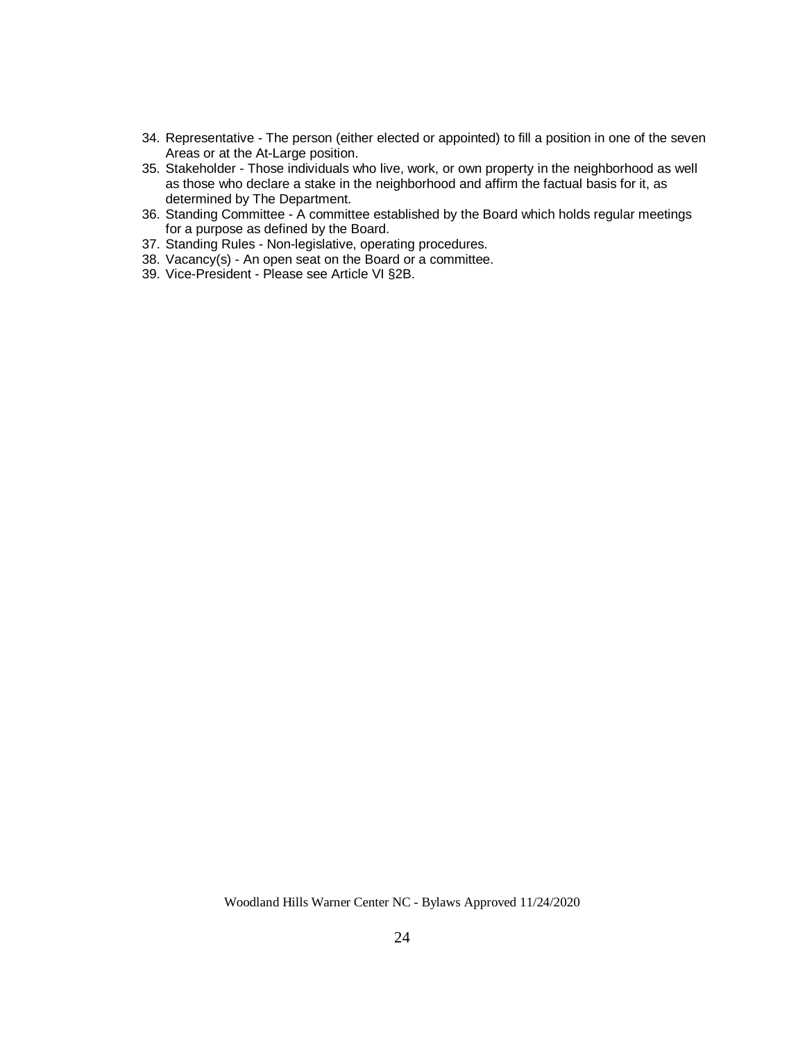34. Representative - The person (either elected or appointed) to fill a position in one of the seven Areas or at the At-Large position.
35. Stakeholder - Those individuals who live, work, or own property in the neighborhood as well as those who declare a stake in the neighborhood and affirm the factual basis for it, as determined by The Department.
36. Standing Committee - A committee established by the Board which holds regular meetings for a purpose as defined by the Board.
37. Standing Rules - Non-legislative, operating procedures.
38. Vacancy(s) - An open seat on the Board or a committee.
39. Vice-President - Please see Article VI §2B.